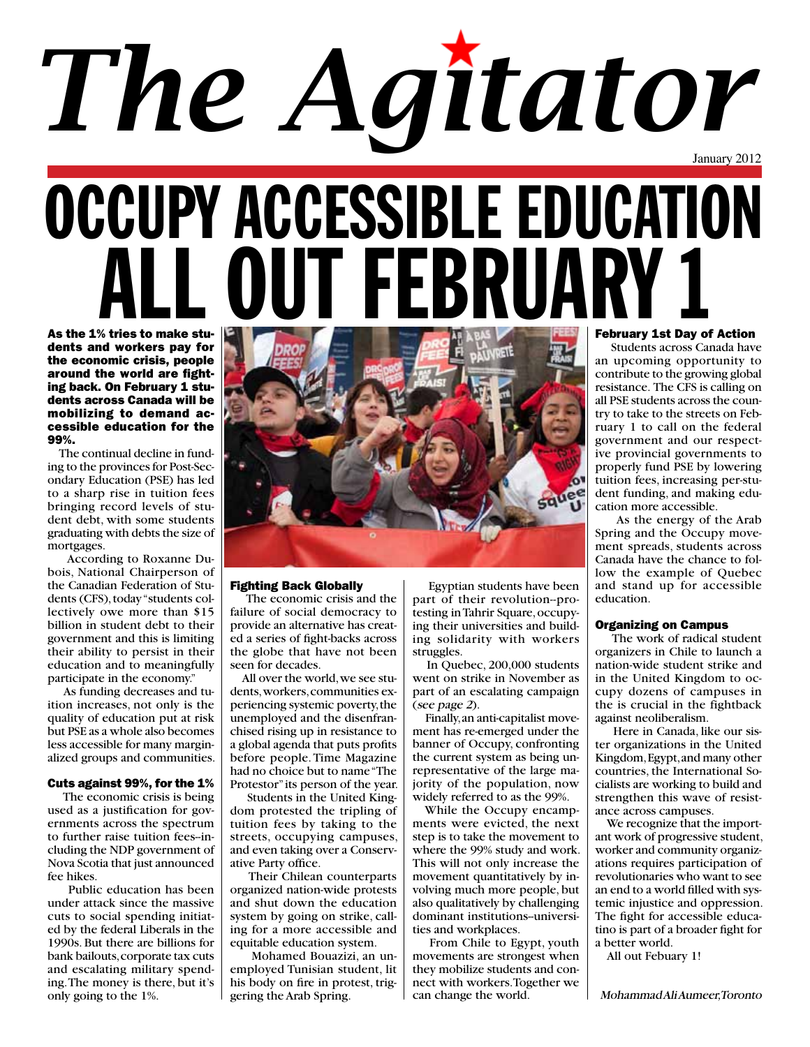# The Agitator

January 2012

# OCCUPY ACCESSIBLE EDUCATION
# ALL OUT FEBRUARY 1

**As the 1% tries to make students and workers pay for the economic crisis, people around the world are fighting back. On February 1 students across Canada will be mobilizing to demand accessible education for the 99%.**

The continual decline in funding to the provinces for Post-Secondary Education (PSE) has led to a sharp rise in tuition fees bringing record levels of student debt, with some students graduating with debts the size of mortgages.

According to Roxanne Dubois, National Chairperson of the Canadian Federation of Students (CFS), today "students collectively owe more than $15 billion in student debt to their government and this is limiting their ability to persist in their education and to meaningfully participate in the economy."

As funding decreases and tuition increases, not only is the quality of education put at risk but PSE as a whole also becomes less accessible for many marginalized groups and communities.

### Cuts against 99%, for the 1%

The economic crisis is being used as a justification for governments across the spectrum to further raise tuition fees--including the NDP government of Nova Scotia that just announced fee hikes.

Public education has been under attack since the massive cuts to social spending initiated by the federal Liberals in the 1990s. But there are billions for bank bailouts, corporate tax cuts and escalating military spending. The money is there, but it's only going to the 1%.

### Fighting Back Globally

The economic crisis and the failure of social democracy to provide an alternative has created a series of fight-backs across the globe that have not been seen for decades.

All over the world, we see students, workers, communities experiencing systemic poverty, the unemployed and the disenfranchised rising up in resistance to a global agenda that puts profits before people. Time Magazine had no choice but to name "The Protestor" its person of the year.

Students in the United Kingdom protested the tripling of tuition fees by taking to the streets, occupying campuses, and even taking over a Conservative Party office.

Their Chilean counterparts organized nation-wide protests and shut down the education system by going on strike, calling for a more accessible and equitable education system.

Mohamed Bouazizi, an unemployed Tunisian student, lit his body on fire in protest, triggering the Arab Spring.

Egyptian students have been part of their revolution--protesting in Tahrir Square, occupying their universities and building solidarity with workers struggles.

In Quebec, 200,000 students went on strike in November as part of an escalating campaign (*see page 2*).

Finally, an anti-capitalist movement has re-emerged under the banner of Occupy, confronting the current system as being unrepresentative of the large majority of the population, now widely referred to as the 99%.

While the Occupy encampments were evicted, the next step is to take the movement to where the 99% study and work. This will not only increase the movement quantitatively by involving much more people, but also qualitatively by challenging dominant institutions--universities and workplaces.

From Chile to Egypt, youth movements are strongest when they mobilize students and connect with workers. Together we can change the world.

### February 1st Day of Action

Students across Canada have an upcoming opportunity to contribute to the growing global resistance. The CFS is calling on all PSE students across the country to take to the streets on February 1 to call on the federal government and our respective provincial governments to properly fund PSE by lowering tuition fees, increasing per-student funding, and making education more accessible.

As the energy of the Arab Spring and the Occupy movement spreads, students across Canada have the chance to follow the example of Quebec and stand up for accessible education.

### Organizing on Campus

The work of radical student organizers in Chile to launch a nation-wide student strike and in the United Kingdom to occupy dozens of campuses in the is crucial in the fightback against neoliberalism.

Here in Canada, like our sister organizations in the United Kingdom, Egypt, and many other countries, the International Socialists are working to build and strengthen this wave of resistance across campuses.

We recognize that the important work of progressive student, worker and community organizations requires participation of revolutionaries who want to see an end to a world filled with systemic injustice and oppression. The fight for accessible educatino is part of a broader fight for a better world.

All out Febuary 1!

*Mohammad Ali Aumeer, Toronto*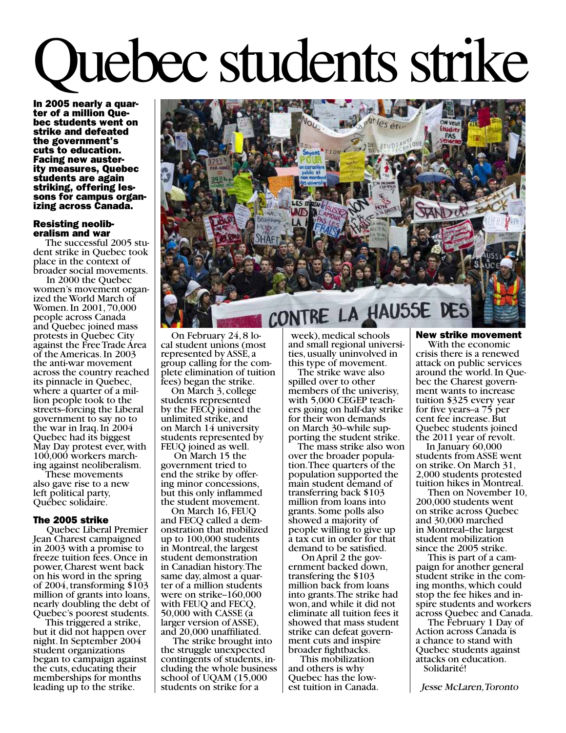# Quebec students strike

**In 2005 nearly a quarter of a million Quebec students went on strike and defeated the government's cuts to education. Facing new austerity measures, Quebec students are again striking, offering lessons for campus organizing across Canada.**

### Resisting neoliberalism and war

The successful 2005 student strike in Quebec took place in the context of broader social movements.

In 2000 the Quebec women's movement organized the World March of Women. In 2001, 70,000 people across Canada and Quebec joined mass protests in Quebec City against the Free Trade Area of the Americas. In 2003 the anti-war movement across the country reached its pinnacle in Quebec, where a quarter of a million people took to the streets–forcing the Liberal government to say no to the war in Iraq. In 2004 Quebec had its biggest May Day protest ever, with 100,000 workers marching against neoliberalism.

These movements also gave rise to a new left political party, Québec solidaire.

### The 2005 strike

Quebec Liberal Premier Jean Charest campaigned in 2003 with a promise to freeze tuition fees. Once in power, Charest went back on his word in the spring of 2004, transforming $103 million of grants into loans, nearly doubling the debt of Quebec's poorest students.

This triggered a strike, but it did not happen over night. In September 2004 student organizations began to campaign against the cuts, educating their memberships for months leading up to the strike.

On February 24, 8 local student unions (most represented by ASSE, a group calling for the complete elimination of tuition fees) began the strike.

On March 3, college students represented by the FECQ joined the unlimited strike, and on March 14 university students represented by FEUQ joined as well.

On March 15 the government tried to end the strike by offering minor concessions, but this only inflammed the student movement.

On March 16, FEUQ and FECQ called a demonstration that mobilized up to 100,000 students in Montreal, the largest student demonstration in Canadian history. The same day, almost a quarter of a million students were on strike–160,000 with FEUQ and FECQ, 50,000 with CASSE (a larger version of ASSE), and 20,000 unaffiliated.

The strike brought into the struggle unexpected contingents of students, including the whole business school of UQAM (15,000 students on strike for a week), medical schools and small regional universities, usually uninvolved in this type of movement.

The strike wave also spilled over to other members of the univerisy, with 5,000 CEGEP teachers going on half-day strike for their won demands on March 30–while supporting the student strike.

The mass strike also won over the broader population. Thee quarters of the population supported the main student demand of transfering back $103 million from loans into grants. Some polls also showed a majority of people willing to give up a tax cut in order for that demand to be satisfied.

On April 2 the government backed down, transfering the $103 million back from loans into grants. The strike had won, and while it did not eliminate all tuition fees it showed that mass student strike can defeat government cuts and inspire broader fightbacks.

This mobilization and others is why Quebec has the lowest tuition in Canada.

### New strike movement

With the economic crisis there is a renewed attack on public services around the world. In Quebec the Charest government wants to increase tuition $325 every year for five years–a 75 per cent fee increase. But Quebec students joined the 2011 year of revolt.

In January 60,000 students from ASSE went on strike. On March 31, 2,000 students protested tuition hikes in Montreal.

Then on November 10, 200,000 students went on strike across Quebec and 30,000 marched in Montreal–the largest student mobilization since the 2005 strike.

This is part of a campaign for another general student strike in the coming months, which could stop the fee hikes and inspire students and workers across Quebec and Canada.

The February 1 Day of Action across Canada is a chance to stand with Quebec students against attacks on education. Solidarité!

*Jesse McLaren, Toronto*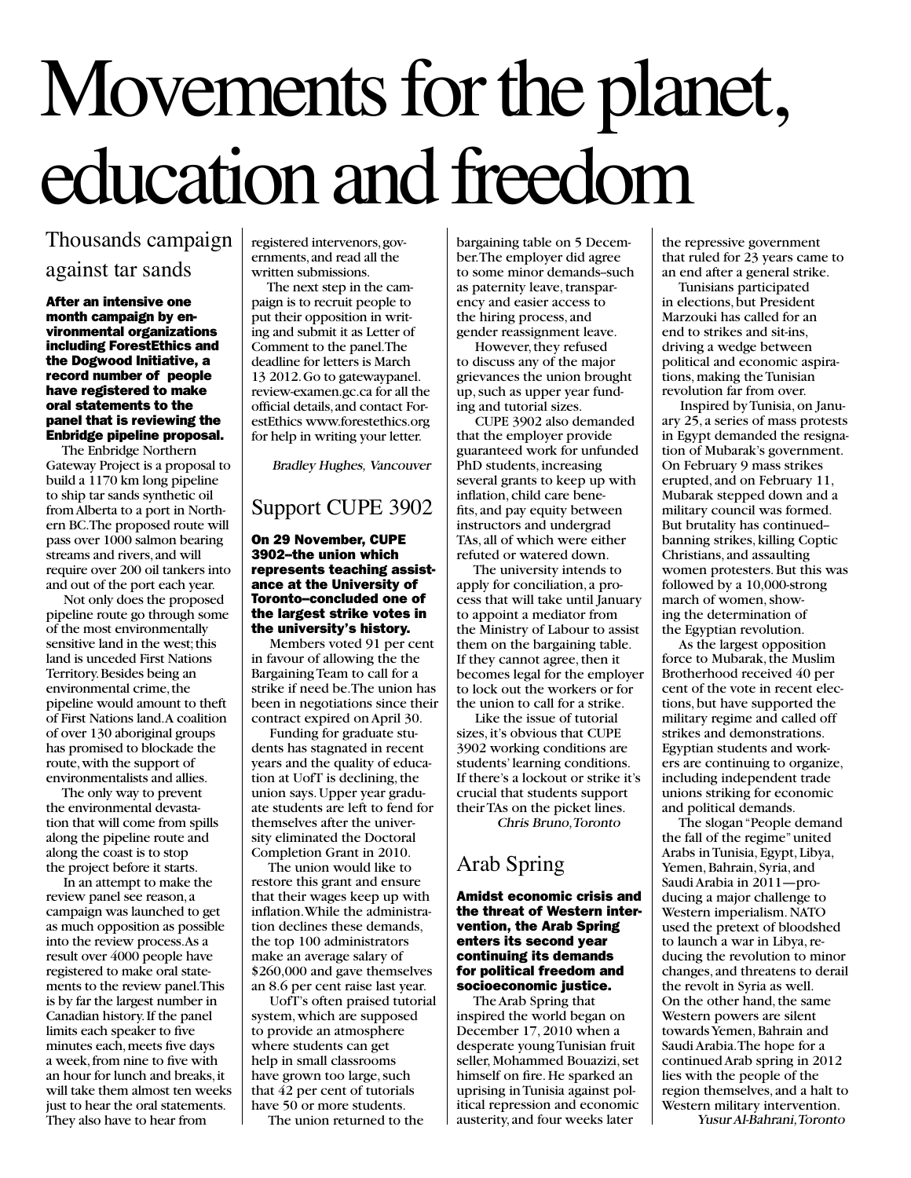# Movements for the planet, education and freedom

## Thousands campaign against tar sands

**After an intensive one month campaign by environmental organizations including ForestEthics and the Dogwood Initiative, a record number of people have registered to make oral statements to the panel that is reviewing the Enbridge pipeline proposal.**

The Enbridge Northern Gateway Project is a proposal to build a 1170 km long pipeline to ship tar sands synthetic oil from Alberta to a port in Northern BC. The proposed route will pass over 1000 salmon bearing streams and rivers, and will require over 200 oil tankers into and out of the port each year.

Not only does the proposed pipeline route go through some of the most environmentally sensitive land in the west; this land is unceded First Nations Territory. Besides being an environmental crime, the pipeline would amount to theft of First Nations land. A coalition of over 130 aboriginal groups has promised to blockade the route, with the support of environmentalists and allies.

The only way to prevent the environmental devastation that will come from spills along the pipeline route and along the coast is to stop the project before it starts.

In an attempt to make the review panel see reason, a campaign was launched to get as much opposition as possible into the review process. As a result over 4000 people have registered to make oral statements to the review panel. This is by far the largest number in Canadian history. If the panel limits each speaker to five minutes each, meets five days a week, from nine to five with an hour for lunch and breaks, it will take them almost ten weeks just to hear the oral statements. They also have to hear from registered intervenors, governments, and read all the written submissions.

The next step in the campaign is to recruit people to put their opposition in writing and submit it as Letter of Comment to the panel. The deadline for letters is March 13 2012. Go to gatewaypanel.review-examen.gc.ca for all the official details, and contact ForestEthics www.forestethics.org for help in writing your letter.

*Bradley Hughes, Vancouver*

## Support CUPE 3902

**On 29 November, CUPE 3902–the union which represents teaching assistance at the University of Toronto–concluded one of the largest strike votes in the university's history.**

Members voted 91 per cent in favour of allowing the the Bargaining Team to call for a strike if need be. The union has been in negotiations since their contract expired on April 30.

Funding for graduate students has stagnated in recent years and the quality of education at UofT is declining, the union says. Upper year graduate students are left to fend for themselves after the university eliminated the Doctoral Completion Grant in 2010.

The union would like to restore this grant and ensure that their wages keep up with inflation. While the administration declines these demands, the top 100 administrators make an average salary of $260,000 and gave themselves an 8.6 per cent raise last year.

UofT's often praised tutorial system, which are supposed to provide an atmosphere where students can get help in small classrooms have grown too large, such that 42 per cent of tutorials have 50 or more students.

The union returned to the bargaining table on 5 December. The employer did agree to some minor demands–such as paternity leave, transparency and easier access to the hiring process, and gender reassignment leave.

However, they refused to discuss any of the major grievances the union brought up, such as upper year funding and tutorial sizes.

CUPE 3902 also demanded that the employer provide guaranteed work for unfunded PhD students, increasing several grants to keep up with inflation, child care benefits, and pay equity between instructors and undergrad TAs, all of which were either refuted or watered down.

The university intends to apply for conciliation, a process that will take until January to appoint a mediator from the Ministry of Labour to assist them on the bargaining table. If they cannot agree, then it becomes legal for the employer to lock out the workers or for the union to call for a strike.

Like the issue of tutorial sizes, it's obvious that CUPE 3902 working conditions are students' learning conditions. If there's a lockout or strike it's crucial that students support their TAs on the picket lines.

*Chris Bruno, Toronto*

## Arab Spring

**Amidst economic crisis and the threat of Western intervention, the Arab Spring enters its second year continuing its demands for political freedom and socioeconomic justice.**

The Arab Spring that inspired the world began on December 17, 2010 when a desperate young Tunisian fruit seller, Mohammed Bouazizi, set himself on fire. He sparked an uprising in Tunisia against political repression and economic austerity, and four weeks later the repressive government that ruled for 23 years came to an end after a general strike.

Tunisians participated in elections, but President Marzouki has called for an end to strikes and sit-ins, driving a wedge between political and economic aspirations, making the Tunisian revolution far from over.

Inspired by Tunisia, on January 25, a series of mass protests in Egypt demanded the resignation of Mubarak's government. On February 9 mass strikes erupted, and on February 11, Mubarak stepped down and a military council was formed. But brutality has continued–banning strikes, killing Coptic Christians, and assaulting women protesters. But this was followed by a 10,000-strong march of women, showing the determination of the Egyptian revolution.

As the largest opposition force to Mubarak, the Muslim Brotherhood received 40 per cent of the vote in recent elections, but have supported the military regime and called off strikes and demonstrations. Egyptian students and workers are continuing to organize, including independent trade unions striking for economic and political demands.

The slogan "People demand the fall of the regime" united Arabs in Tunisia, Egypt, Libya, Yemen, Bahrain, Syria, and Saudi Arabia in 2011—producing a major challenge to Western imperialism. NATO used the pretext of bloodshed to launch a war in Libya, reducing the revolution to minor changes, and threatens to derail the revolt in Syria as well. On the other hand, the same Western powers are silent towards Yemen, Bahrain and Saudi Arabia. The hope for a continued Arab spring in 2012 lies with the people of the region themselves, and a halt to Western military intervention.

*Yusur Al-Bahrani, Toronto*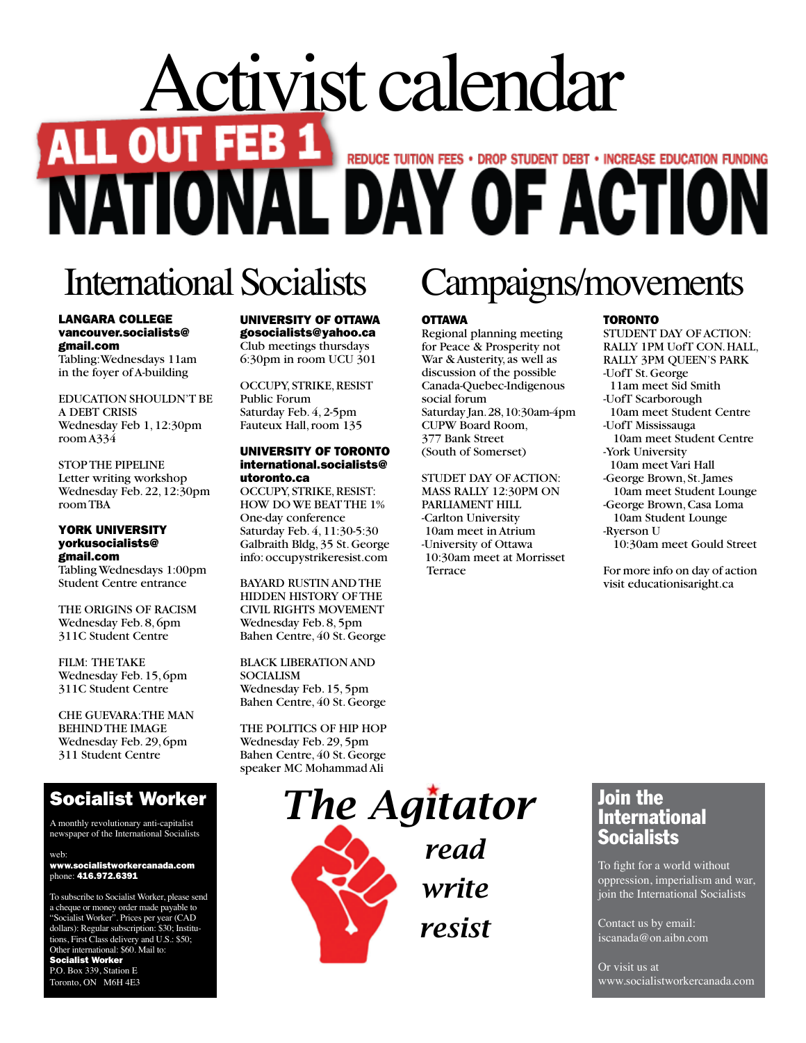# Activist calendar

## ALL OUT FEB 1 — NATIONAL DAY OF ACTION

REDUCE TUITION FEES • DROP STUDENT DEBT • INCREASE EDUCATION FUNDING

## International Socialists

**LANGARA COLLEGE**
**vancouver.socialists@gmail.com**
Tabling: Wednesdays 11am in the foyer of A-building

EDUCATION SHOULDN'T BE A DEBT CRISIS
Wednesday Feb 1, 12:30pm
room A334

STOP THE PIPELINE
Letter writing workshop
Wednesday Feb. 22, 12:30pm
room TBA

**YORK UNIVERSITY**
**yorkusocialists@gmail.com**
Tabling Wednesdays 1:00pm
Student Centre entrance

THE ORIGINS OF RACISM
Wednesday Feb. 8, 6pm
311C Student Centre

FILM: THE TAKE
Wednesday Feb. 15, 6pm
311C Student Centre

CHE GUEVARA: THE MAN BEHIND THE IMAGE
Wednesday Feb. 29, 6pm
311 Student Centre

**UNIVERSITY OF OTTAWA**
**gosocialists@yahoo.ca**
Club meetings thursdays 6:30pm in room UCU 301

OCCUPY, STRIKE, RESIST
Public Forum
Saturday Feb. 4, 2-5pm
Fauteux Hall, room 135

**UNIVERSITY OF TORONTO**
**international.socialists@utoronto.ca**
OCCUPY, STRIKE, RESIST: HOW DO WE BEAT THE 1%
One-day conference
Saturday Feb. 4, 11:30-5:30
Galbraith Bldg, 35 St. George
info: occupystrikeresist.com

BAYARD RUSTIN AND THE HIDDEN HISTORY OF THE CIVIL RIGHTS MOVEMENT
Wednesday Feb. 8, 5pm
Bahen Centre, 40 St. George

BLACK LIBERATION AND SOCIALISM
Wednesday Feb. 15, 5pm
Bahen Centre, 40 St. George

THE POLITICS OF HIP HOP
Wednesday Feb. 29, 5pm
Bahen Centre, 40 St. George
speaker MC Mohammad Ali

## Campaigns/movements

**OTTAWA**
Regional planning meeting for Peace & Prosperity not War & Austerity, as well as discussion of the possible Canada-Quebec-Indigenous social forum
Saturday Jan. 28, 10:30am-4pm
CUPW Board Room,
377 Bank Street
(South of Somerset)

STUDET DAY OF ACTION: MASS RALLY 12:30PM ON PARLIAMENT HILL
- Carlton University
  10am meet in Atrium
- University of Ottawa
  10:30am meet at Morrisset Terrace

**TORONTO**
STUDENT DAY OF ACTION: RALLY 1PM UofT CON. HALL, RALLY 3PM QUEEN'S PARK
- UofT St. George
  11am meet Sid Smith
- UofT Scarborough
  10am meet Student Centre
- UofT Mississauga
  10am meet Student Centre
- York University
  10am meet Vari Hall
- George Brown, St. James
  10am meet Student Lounge
- George Brown, Casa Loma
  10am Student Lounge
- Ryerson U
  10:30am meet Gould Street

For more info on day of action visit educationisaright.ca

## Socialist Worker

A monthly revolutionary anti-capitalist newspaper of the International Socialists

web: **www.socialistworkercanada.com**
phone: **416.972.6391**

To subscribe to Socialist Worker, please send a cheque or money order made payable to "Socialist Worker". Prices per year (CAD dollars): Regular subscription: $30; Institutions, First Class delivery and U.S.: $50; Other international: $60. Mail to:
**Socialist Worker**
P.O. Box 339, Station E
Toronto, ON M6H 4E3

## *The Agitator*

*read*
*write*
*resist*

## Join the International Socialists

To fight for a world without oppression, imperialism and war, join the International Socialists

Contact us by email:
iscanada@on.aibn.com

Or visit us at
www.socialistworkercanada.com